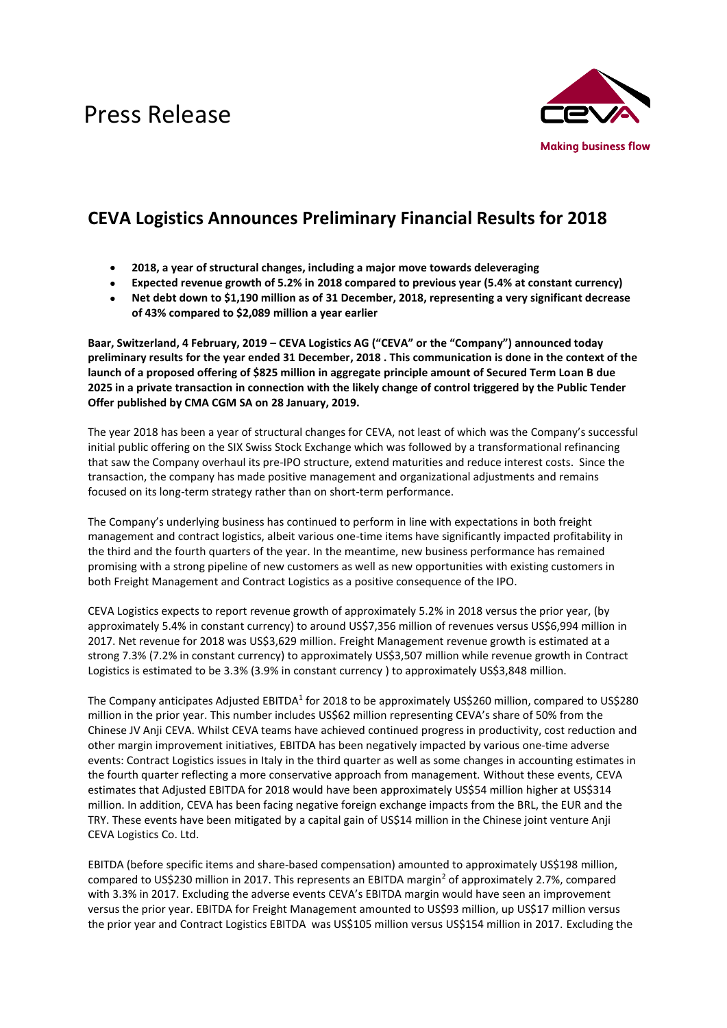# Press Release

Making business flow

## CEVA Logistics Announces Preliminary Financial Results for 2018

- **2018, a year of structural changes, including a major move towards deleveraging**
- **Expected revenue growth of 5.2% in 2018 compared to previous year (5.4% at constant currency)**
- **Net debt down to $1,190 million as of 31 December, 2018, representing a very significant decrease of 43% compared to $2,089 million a year earlier**

**Baar, Switzerland, 4 February, 2019 – CEVA Logistics AG ("CEVA" or the "Company") announced today preliminary results for the year ended 31 December, 2018 . This communication is done in the context of the launch of a proposed offering of $825 million in aggregate principle amount of Secured Term Loan B due 2025 in a private transaction in connection with the likely change of control triggered by the Public Tender Offer published by CMA CGM SA on 28 January, 2019.**

The year 2018 has been a year of structural changes for CEVA, not least of which was the Company's successful initial public offering on the SIX Swiss Stock Exchange which was followed by a transformational refinancing that saw the Company overhaul its pre-IPO structure, extend maturities and reduce interest costs. Since the transaction, the company has made positive management and organizational adjustments and remains focused on its long-term strategy rather than on short-term performance.

The Company's underlying business has continued to perform in line with expectations in both freight management and contract logistics, albeit various one-time items have significantly impacted profitability in the third and the fourth quarters of the year. In the meantime, new business performance has remained promising with a strong pipeline of new customers as well as new opportunities with existing customers in both Freight Management and Contract Logistics as a positive consequence of the IPO.

CEVA Logistics expects to report revenue growth of approximately 5.2% in 2018 versus the prior year, (by approximately 5.4% in constant currency) to around US$7,356 million of revenues versus US$6,994 million in 2017. Net revenue for 2018 was US$3,629 million. Freight Management revenue growth is estimated at a strong 7.3% (7.2% in constant currency) to approximately US$3,507 million while revenue growth in Contract Logistics is estimated to be 3.3% (3.9% in constant currency ) to approximately US$3,848 million.

The Company anticipates Adjusted EBITDA[1] for 2018 to be approximately US$260 million, compared to US$280 million in the prior year. This number includes US$62 million representing CEVA's share of 50% from the Chinese JV Anji CEVA. Whilst CEVA teams have achieved continued progress in productivity, cost reduction and other margin improvement initiatives, EBITDA has been negatively impacted by various one-time adverse events: Contract Logistics issues in Italy in the third quarter as well as some changes in accounting estimates in the fourth quarter reflecting a more conservative approach from management. Without these events, CEVA estimates that Adjusted EBITDA for 2018 would have been approximately US$54 million higher at US$314 million. In addition, CEVA has been facing negative foreign exchange impacts from the BRL, the EUR and the TRY. These events have been mitigated by a capital gain of US$14 million in the Chinese joint venture Anji CEVA Logistics Co. Ltd.

EBITDA (before specific items and share-based compensation) amounted to approximately US$198 million, compared to US$230 million in 2017. This represents an EBITDA margin[2] of approximately 2.7%, compared with 3.3% in 2017. Excluding the adverse events CEVA's EBITDA margin would have seen an improvement versus the prior year. EBITDA for Freight Management amounted to US$93 million, up US$17 million versus the prior year and Contract Logistics EBITDA was US$105 million versus US$154 million in 2017. Excluding the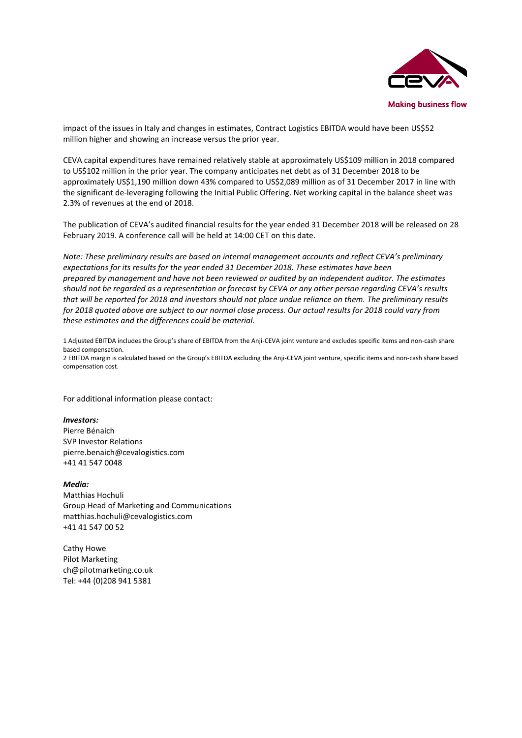impact of the issues in Italy and changes in estimates, Contract Logistics EBITDA would have been US$52 million higher and showing an increase versus the prior year.

CEVA capital expenditures have remained relatively stable at approximately US$109 million in 2018 compared to US$102 million in the prior year. The company anticipates net debt as of 31 December 2018 to be approximately US$1,190 million down 43% compared to US$2,089 million as of 31 December 2017 in line with the significant de-leveraging following the Initial Public Offering. Net working capital in the balance sheet was 2.3% of revenues at the end of 2018.

The publication of CEVA's audited financial results for the year ended 31 December 2018 will be released on 28 February 2019. A conference call will be held at 14:00 CET on this date.

*Note: These preliminary results are based on internal management accounts and reflect CEVA's preliminary expectations for its results for the year ended 31 December 2018. These estimates have been prepared by management and have not been reviewed or audited by an independent auditor. The estimates should not be regarded as a representation or forecast by CEVA or any other person regarding CEVA's results that will be reported for 2018 and investors should not place undue reliance on them. The preliminary results for 2018 quoted above are subject to our normal close process. Our actual results for 2018 could vary from these estimates and the differences could be material.*

1 Adjusted EBITDA includes the Group's share of EBITDA from the Anji-CEVA joint venture and excludes specific items and non-cash share based compensation.

2 EBITDA margin is calculated based on the Group's EBITDA excluding the Anji-CEVA joint venture, specific items and non-cash share based compensation cost.

For additional information please contact:

***Investors:***
Pierre Bénaich
SVP Investor Relations
pierre.benaich@cevalogistics.com
+41 41 547 0048

***Media:***
Matthias Hochuli
Group Head of Marketing and Communications
matthias.hochuli@cevalogistics.com
+41 41 547 00 52

Cathy Howe
Pilot Marketing
ch@pilotmarketing.co.uk
Tel: +44 (0)208 941 5381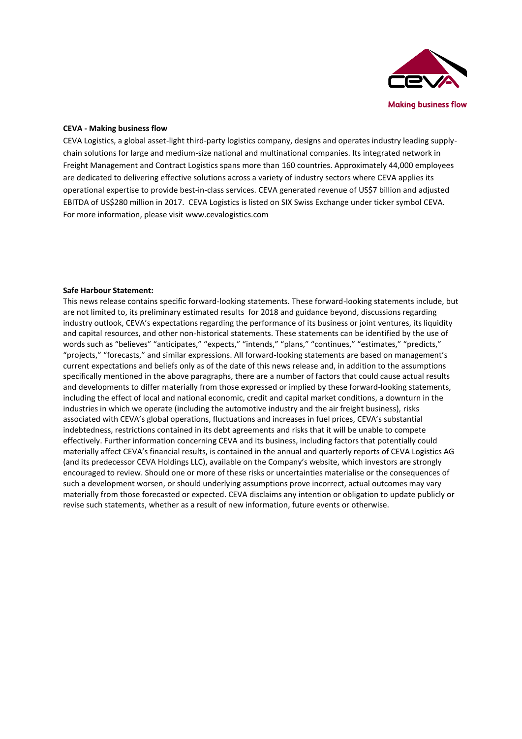**CEVA - Making business flow**

CEVA Logistics, a global asset-light third-party logistics company, designs and operates industry leading supply-chain solutions for large and medium-size national and multinational companies. Its integrated network in Freight Management and Contract Logistics spans more than 160 countries. Approximately 44,000 employees are dedicated to delivering effective solutions across a variety of industry sectors where CEVA applies its operational expertise to provide best-in-class services. CEVA generated revenue of US$7 billion and adjusted EBITDA of US$280 million in 2017. CEVA Logistics is listed on SIX Swiss Exchange under ticker symbol CEVA. For more information, please visit www.cevalogistics.com

**Safe Harbour Statement:**

This news release contains specific forward-looking statements. These forward-looking statements include, but are not limited to, its preliminary estimated results for 2018 and guidance beyond, discussions regarding industry outlook, CEVA's expectations regarding the performance of its business or joint ventures, its liquidity and capital resources, and other non-historical statements. These statements can be identified by the use of words such as "believes" "anticipates," "expects," "intends," "plans," "continues," "estimates," "predicts," "projects," "forecasts," and similar expressions. All forward-looking statements are based on management's current expectations and beliefs only as of the date of this news release and, in addition to the assumptions specifically mentioned in the above paragraphs, there are a number of factors that could cause actual results and developments to differ materially from those expressed or implied by these forward-looking statements, including the effect of local and national economic, credit and capital market conditions, a downturn in the industries in which we operate (including the automotive industry and the air freight business), risks associated with CEVA's global operations, fluctuations and increases in fuel prices, CEVA's substantial indebtedness, restrictions contained in its debt agreements and risks that it will be unable to compete effectively. Further information concerning CEVA and its business, including factors that potentially could materially affect CEVA's financial results, is contained in the annual and quarterly reports of CEVA Logistics AG (and its predecessor CEVA Holdings LLC), available on the Company's website, which investors are strongly encouraged to review. Should one or more of these risks or uncertainties materialise or the consequences of such a development worsen, or should underlying assumptions prove incorrect, actual outcomes may vary materially from those forecasted or expected. CEVA disclaims any intention or obligation to update publicly or revise such statements, whether as a result of new information, future events or otherwise.